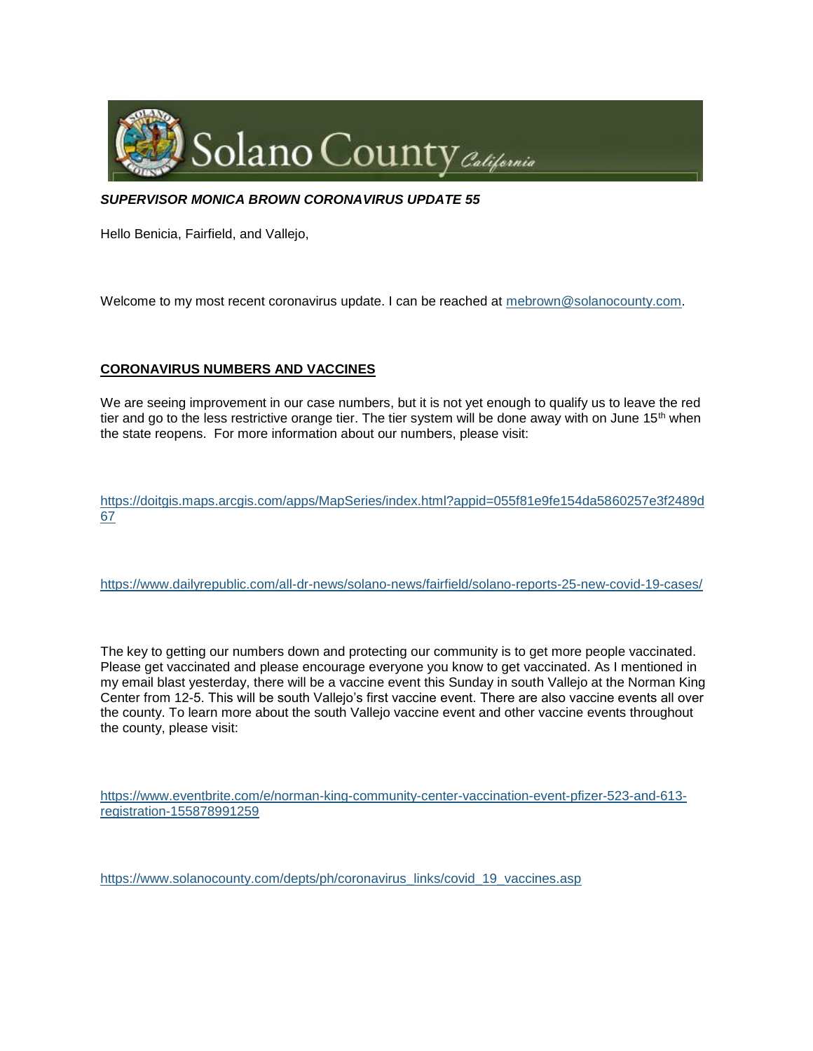Solano County California

***SUPERVISOR MONICA BROWN CORONAVIRUS UPDATE 55***

Hello Benicia, Fairfield, and Vallejo,

Welcome to my most recent coronavirus update. I can be reached at mebrown@solanocounty.com.

**CORONAVIRUS NUMBERS AND VACCINES**

We are seeing improvement in our case numbers, but it is not yet enough to qualify us to leave the red tier and go to the less restrictive orange tier. The tier system will be done away with on June 15th when the state reopens. For more information about our numbers, please visit:

https://doitgis.maps.arcgis.com/apps/MapSeries/index.html?appid=055f81e9fe154da5860257e3f2489d67

https://www.dailyrepublic.com/all-dr-news/solano-news/fairfield/solano-reports-25-new-covid-19-cases/

The key to getting our numbers down and protecting our community is to get more people vaccinated. Please get vaccinated and please encourage everyone you know to get vaccinated. As I mentioned in my email blast yesterday, there will be a vaccine event this Sunday in south Vallejo at the Norman King Center from 12-5. This will be south Vallejo's first vaccine event. There are also vaccine events all over the county. To learn more about the south Vallejo vaccine event and other vaccine events throughout the county, please visit:

https://www.eventbrite.com/e/norman-king-community-center-vaccination-event-pfizer-523-and-613-registration-155878991259

https://www.solanocounty.com/depts/ph/coronavirus_links/covid_19_vaccines.asp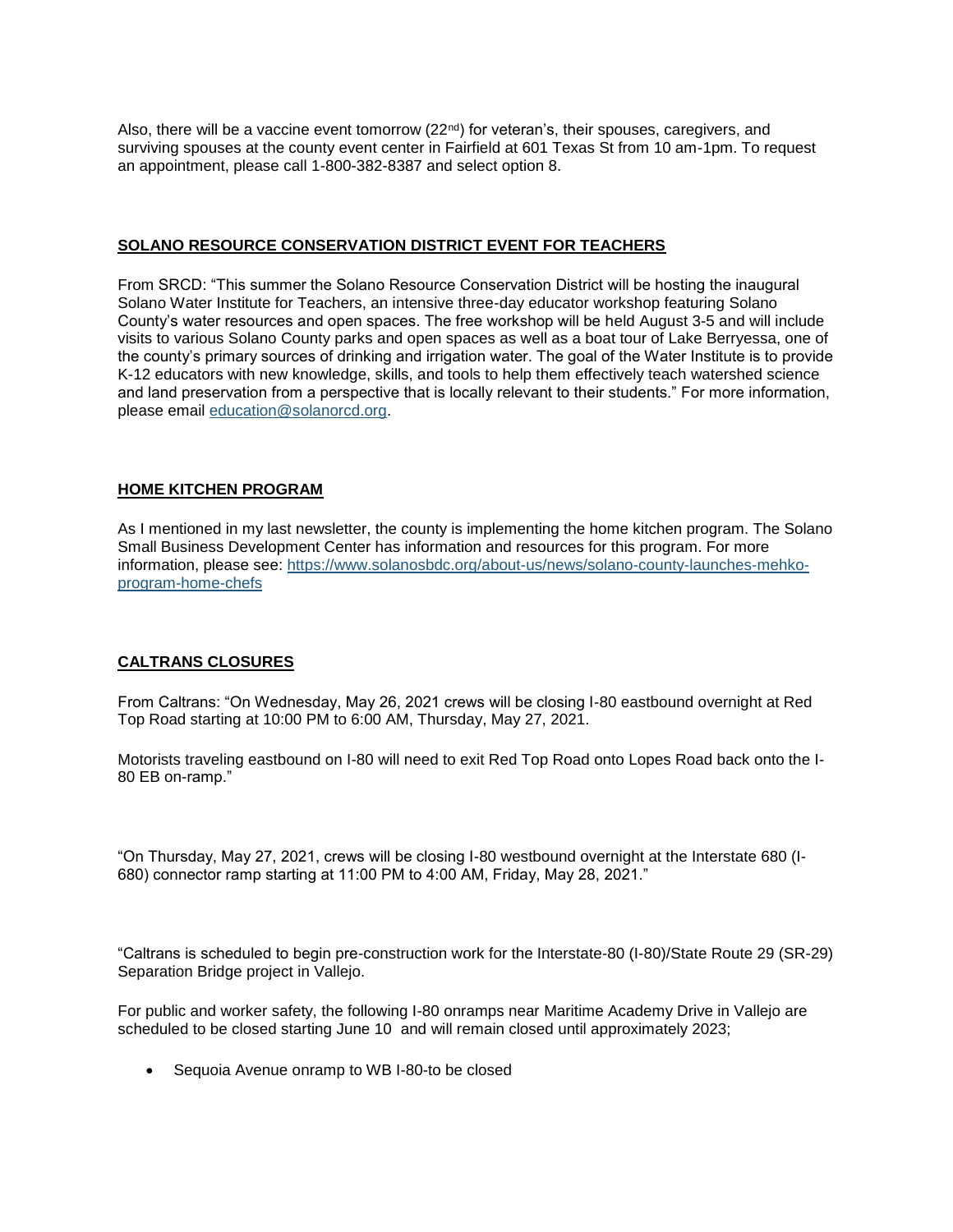Also, there will be a vaccine event tomorrow (22nd) for veteran's, their spouses, caregivers, and surviving spouses at the county event center in Fairfield at 601 Texas St from 10 am-1pm. To request an appointment, please call 1-800-382-8387 and select option 8.

**SOLANO RESOURCE CONSERVATION DISTRICT EVENT FOR TEACHERS**

From SRCD: "This summer the Solano Resource Conservation District will be hosting the inaugural Solano Water Institute for Teachers, an intensive three-day educator workshop featuring Solano County's water resources and open spaces. The free workshop will be held August 3-5 and will include visits to various Solano County parks and open spaces as well as a boat tour of Lake Berryessa, one of the county's primary sources of drinking and irrigation water. The goal of the Water Institute is to provide K-12 educators with new knowledge, skills, and tools to help them effectively teach watershed science and land preservation from a perspective that is locally relevant to their students." For more information, please email [education@solanorcd.org](mailto:education@solanorcd.org).

**HOME KITCHEN PROGRAM**

As I mentioned in my last newsletter, the county is implementing the home kitchen program. The Solano Small Business Development Center has information and resources for this program. For more information, please see: [https://www.solanosbdc.org/about-us/news/solano-county-launches-mehko-program-home-chefs](https://www.solanosbdc.org/about-us/news/solano-county-launches-mehko-program-home-chefs)

**CALTRANS CLOSURES**

From Caltrans: "On Wednesday, May 26, 2021 crews will be closing I-80 eastbound overnight at Red Top Road starting at 10:00 PM to 6:00 AM, Thursday, May 27, 2021.

Motorists traveling eastbound on I-80 will need to exit Red Top Road onto Lopes Road back onto the I-80 EB on-ramp."

"On Thursday, May 27, 2021, crews will be closing I-80 westbound overnight at the Interstate 680 (I-680) connector ramp starting at 11:00 PM to 4:00 AM, Friday, May 28, 2021."

"Caltrans is scheduled to begin pre-construction work for the Interstate-80 (I-80)/State Route 29 (SR-29) Separation Bridge project in Vallejo.

For public and worker safety, the following I-80 onramps near Maritime Academy Drive in Vallejo are scheduled to be closed starting June 10 and will remain closed until approximately 2023;

- Sequoia Avenue onramp to WB I-80-to be closed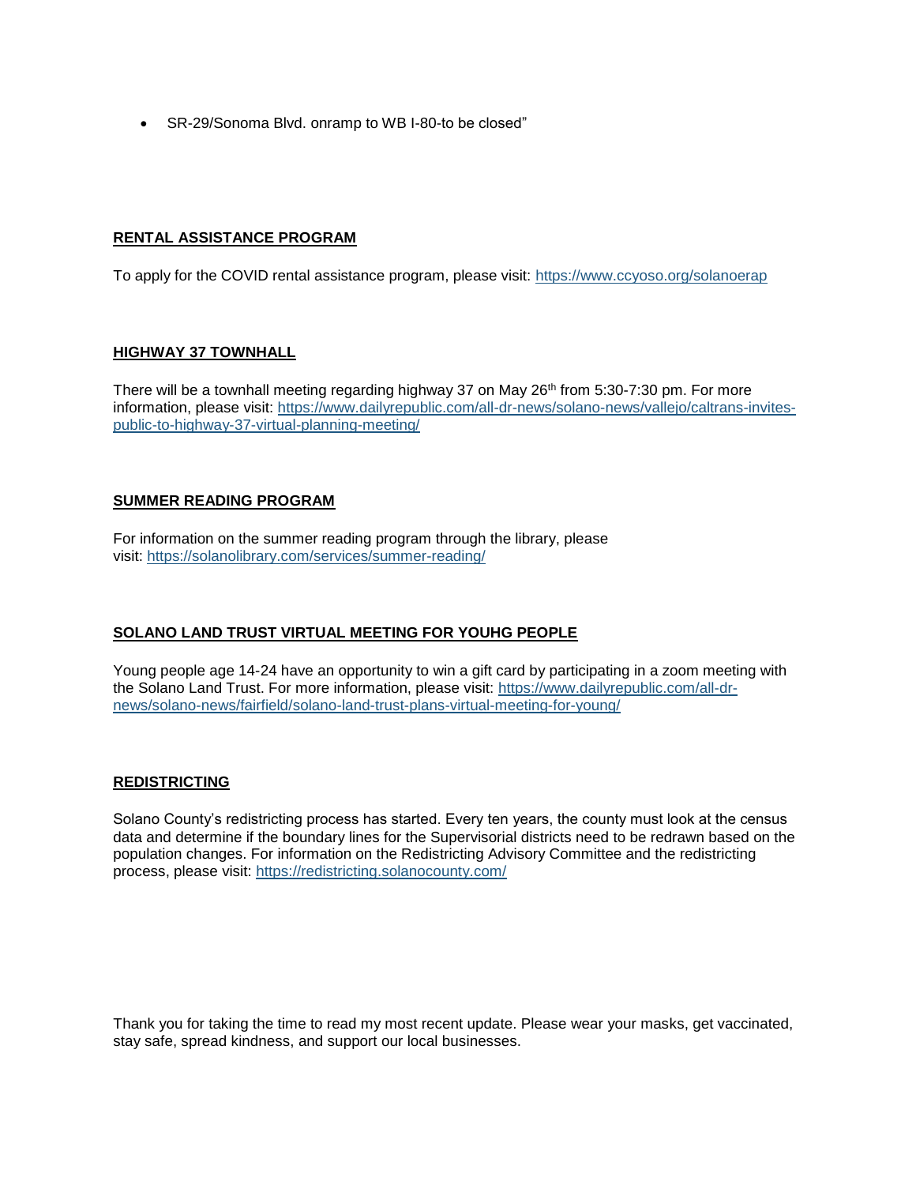- SR-29/Sonoma Blvd. onramp to WB I-80-to be closed"

## **RENTAL ASSISTANCE PROGRAM**

To apply for the COVID rental assistance program, please visit: https://www.ccyoso.org/solanoerap

## **HIGHWAY 37 TOWNHALL**

There will be a townhall meeting regarding highway 37 on May 26th from 5:30-7:30 pm. For more information, please visit: https://www.dailyrepublic.com/all-dr-news/solano-news/vallejo/caltrans-invites-public-to-highway-37-virtual-planning-meeting/

## **SUMMER READING PROGRAM**

For information on the summer reading program through the library, please visit: https://solanolibrary.com/services/summer-reading/

## **SOLANO LAND TRUST VIRTUAL MEETING FOR YOUHG PEOPLE**

Young people age 14-24 have an opportunity to win a gift card by participating in a zoom meeting with the Solano Land Trust. For more information, please visit: https://www.dailyrepublic.com/all-dr-news/solano-news/fairfield/solano-land-trust-plans-virtual-meeting-for-young/

## **REDISTRICTING**

Solano County's redistricting process has started. Every ten years, the county must look at the census data and determine if the boundary lines for the Supervisorial districts need to be redrawn based on the population changes. For information on the Redistricting Advisory Committee and the redistricting process, please visit: https://redistricting.solanocounty.com/

Thank you for taking the time to read my most recent update. Please wear your masks, get vaccinated, stay safe, spread kindness, and support our local businesses.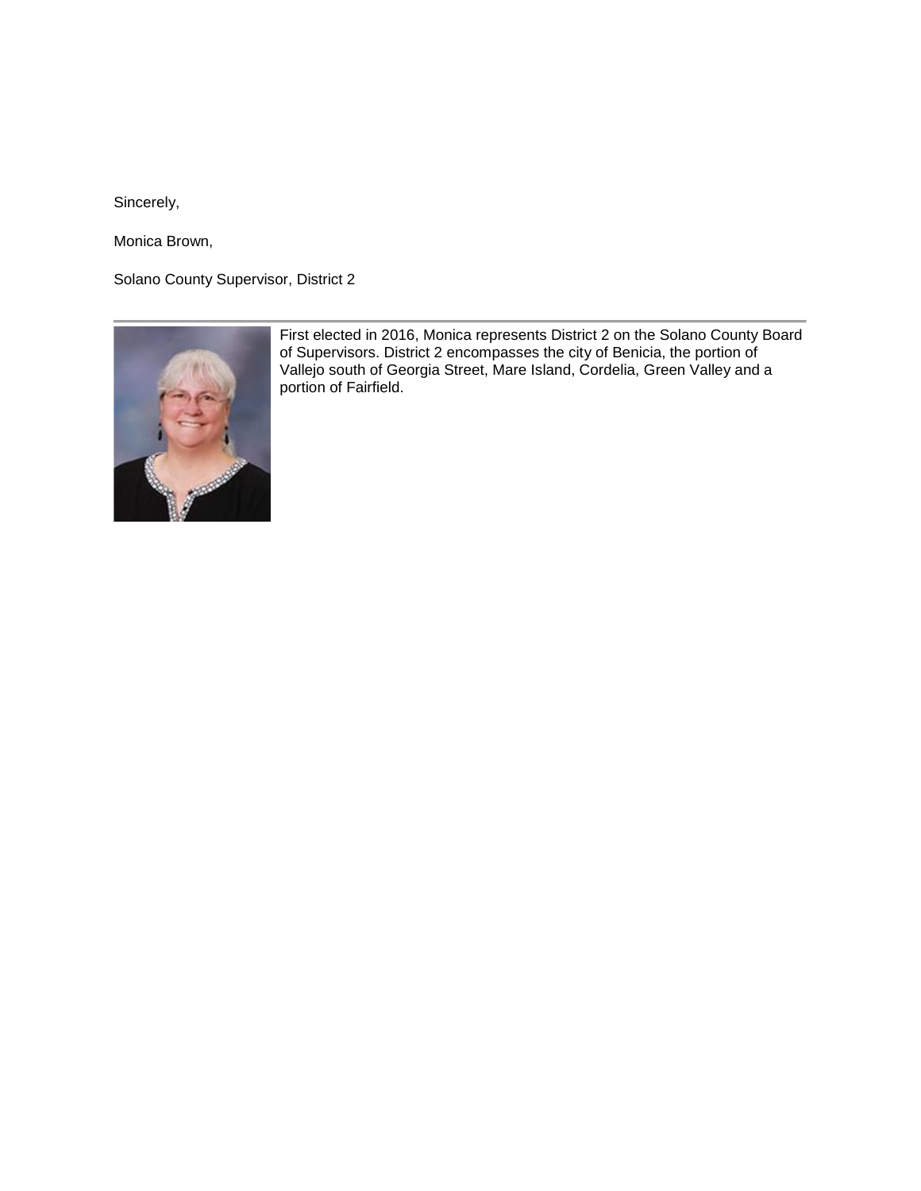Sincerely,

Monica Brown,

Solano County Supervisor, District 2

---

First elected in 2016, Monica represents District 2 on the Solano County Board of Supervisors. District 2 encompasses the city of Benicia, the portion of Vallejo south of Georgia Street, Mare Island, Cordelia, Green Valley and a portion of Fairfield.